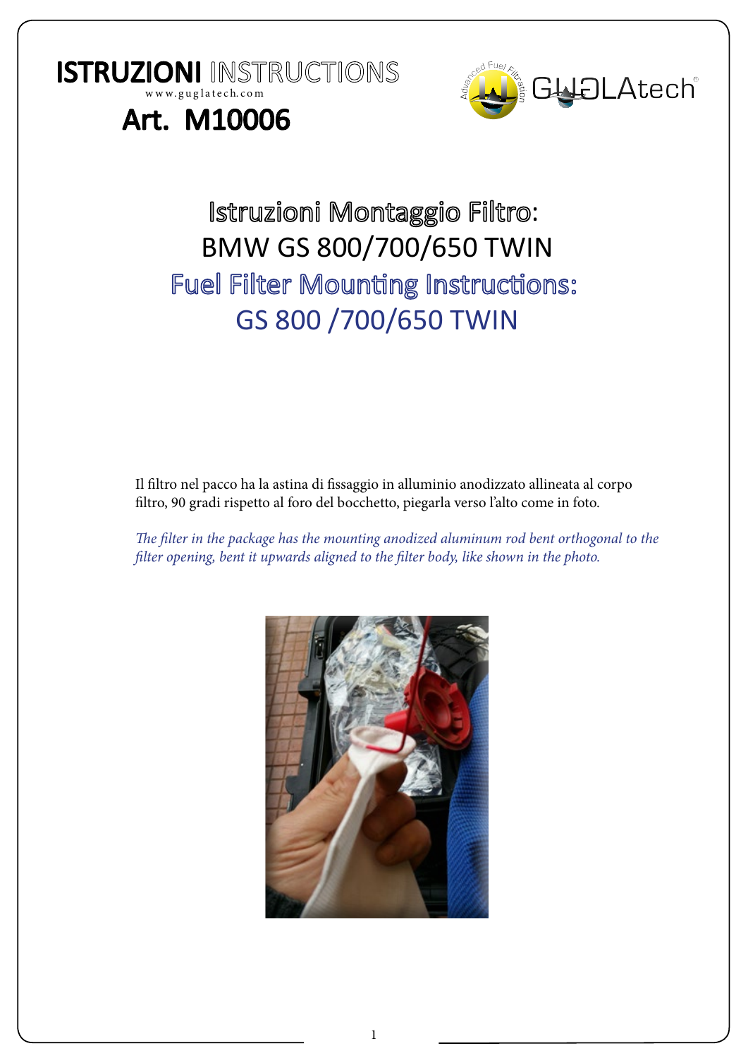**ISTRUZIONI** INSTRUCTIONS

www.guglatech.com

# Art. M10006

GUGLAtech®

## Istruzioni Montaggio Filtro:
## BMW GS 800/700/650 TWIN
## Fuel Filter Mounting Instructions:
## GS 800 /700/650 TWIN

Il filtro nel pacco ha la astina di fissaggio in alluminio anodizzato allineata al corpo filtro, 90 gradi rispetto al foro del bocchetto, piegarla verso l'alto come in foto.

*The filter in the package has the mounting anodized aluminum rod bent orthogonal to the filter opening, bent it upwards aligned to the filter body, like shown in the photo.*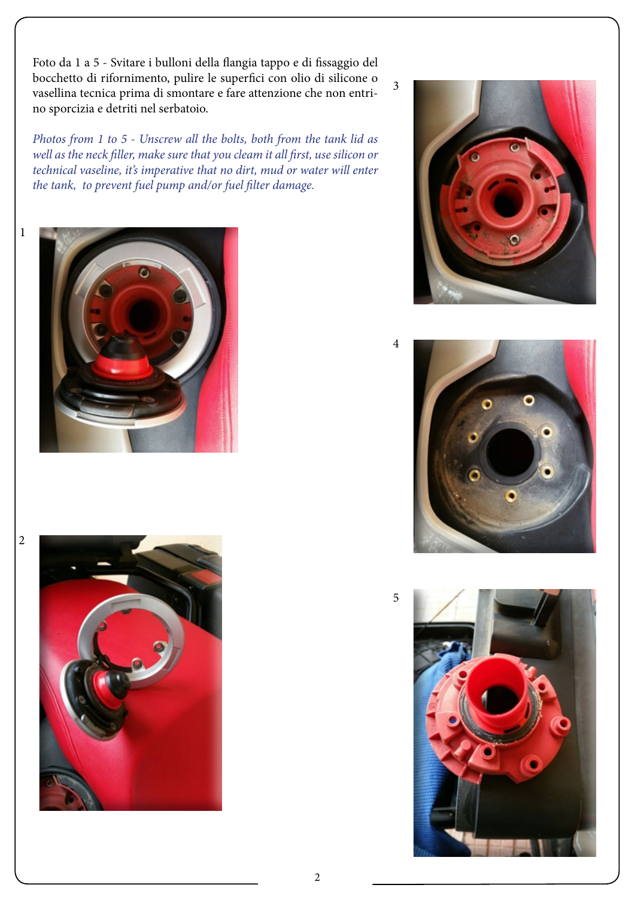Foto da 1 a 5 - Svitare i bulloni della flangia tappo e di fissaggio del bocchetto di rifornimento, pulire le superfici con olio di silicone o vasellina tecnica prima di smontare e fare attenzione che non entrino sporcizia e detriti nel serbatoio.

*Photos from 1 to 5 - Unscrew all the bolts, both from the tank lid as well as the neck filler, make sure that you cleam it all first, use silicon or technical vaseline, it's imperative that no dirt, mud or water will enter the tank, to prevent fuel pump and/or fuel filter damage.*

1

2

3

4

5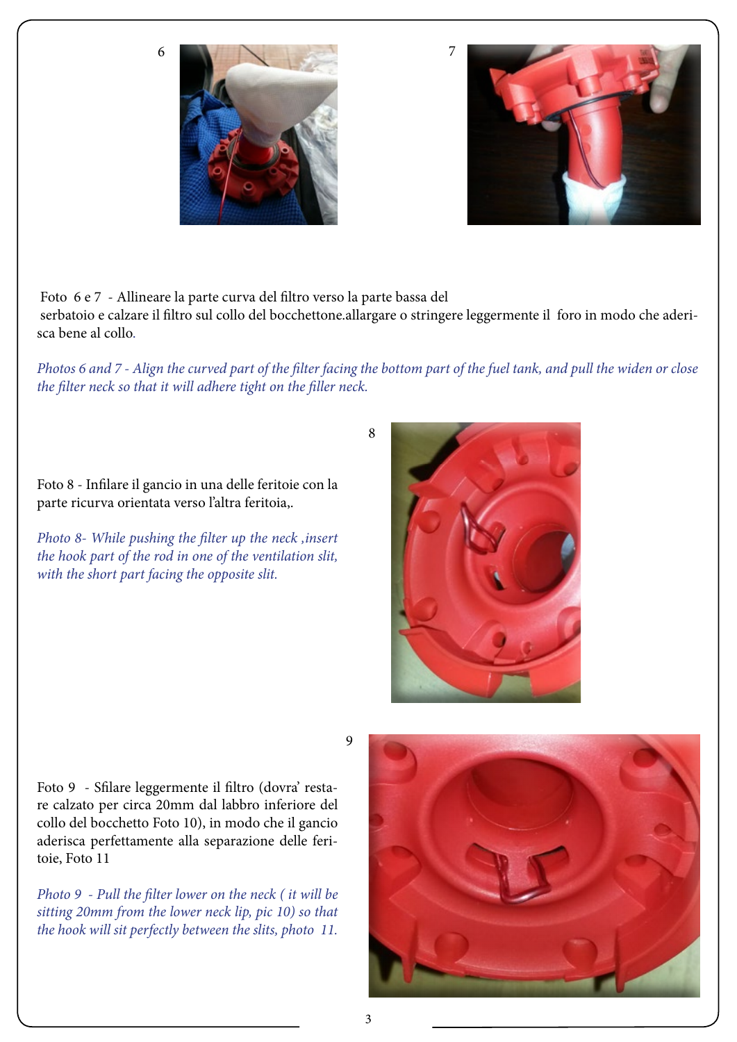Foto 6 e 7 - Allineare la parte curva del filtro verso la parte bassa del serbatoio e calzare il filtro sul collo del bocchettone.allargare o stringere leggermente il foro in modo che aderisca bene al collo.

*Photos 6 and 7 - Align the curved part of the filter facing the bottom part of the fuel tank, and pull the widen or close the filter neck so that it will adhere tight on the filler neck.*

Foto 8 - Infilare il gancio in una delle feritoie con la parte ricurva orientata verso l'altra feritoia,.

*Photo 8- While pushing the filter up the neck ,insert the hook part of the rod in one of the ventilation slit, with the short part facing the opposite slit.*

Foto 9 - Sfilare leggermente il filtro (dovra' restare calzato per circa 20mm dal labbro inferiore del collo del bocchetto Foto 10), in modo che il gancio aderisca perfettamente alla separazione delle feritoie, Foto 11

*Photo 9 - Pull the filter lower on the neck ( it will be sitting 20mm from the lower neck lip, pic 10) so that the hook will sit perfectly between the slits, photo 11.*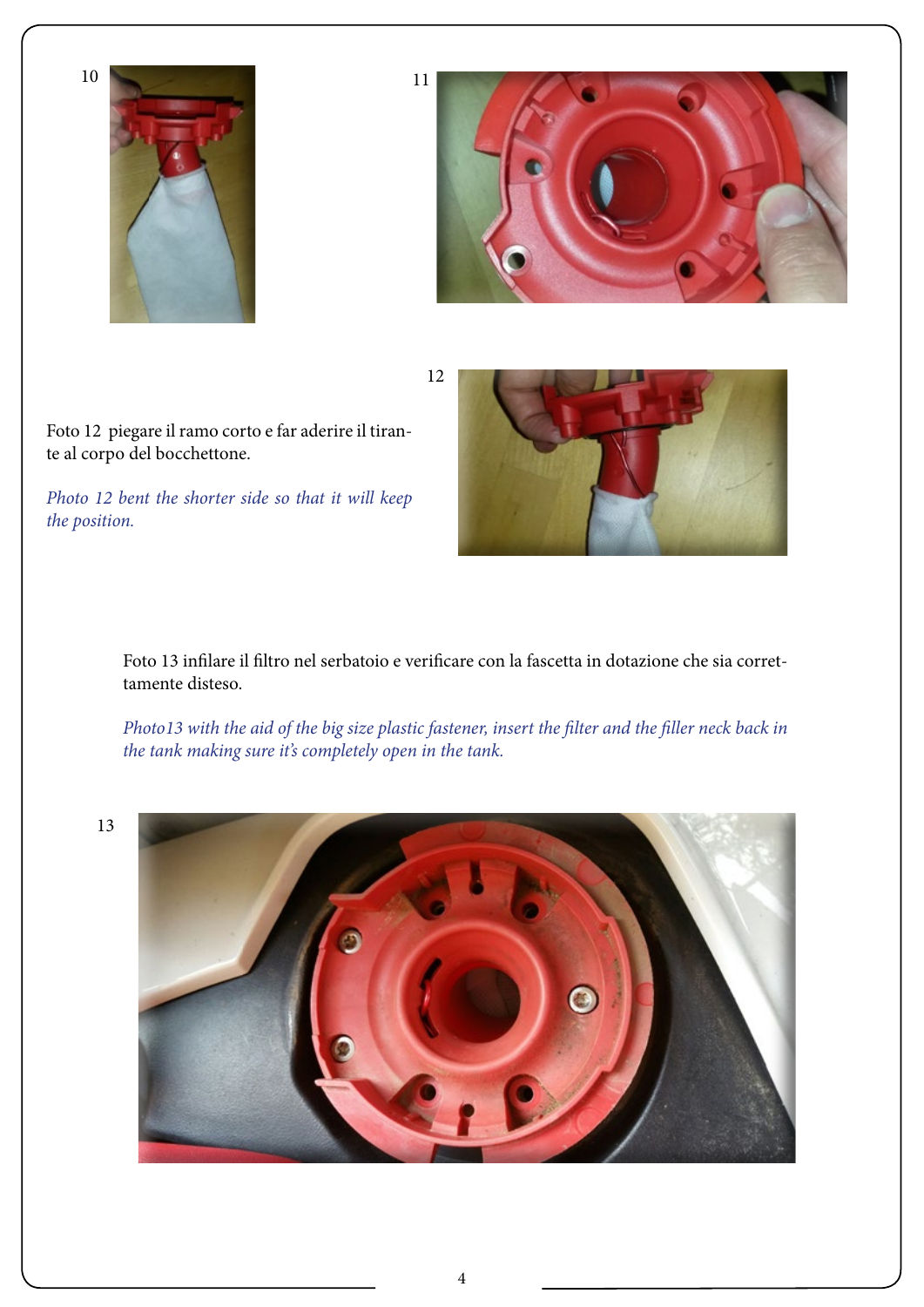10

11

Foto 12 piegare il ramo corto e far aderire il tirante al corpo del bocchettone.

*Photo 12 bent the shorter side so that it will keep the position.*

12

Foto 13 infilare il filtro nel serbatoio e verificare con la fascetta in dotazione che sia correttamente disteso.

*Photo13 with the aid of the big size plastic fastener, insert the filter and the filler neck back in the tank making sure it's completely open in the tank.*

13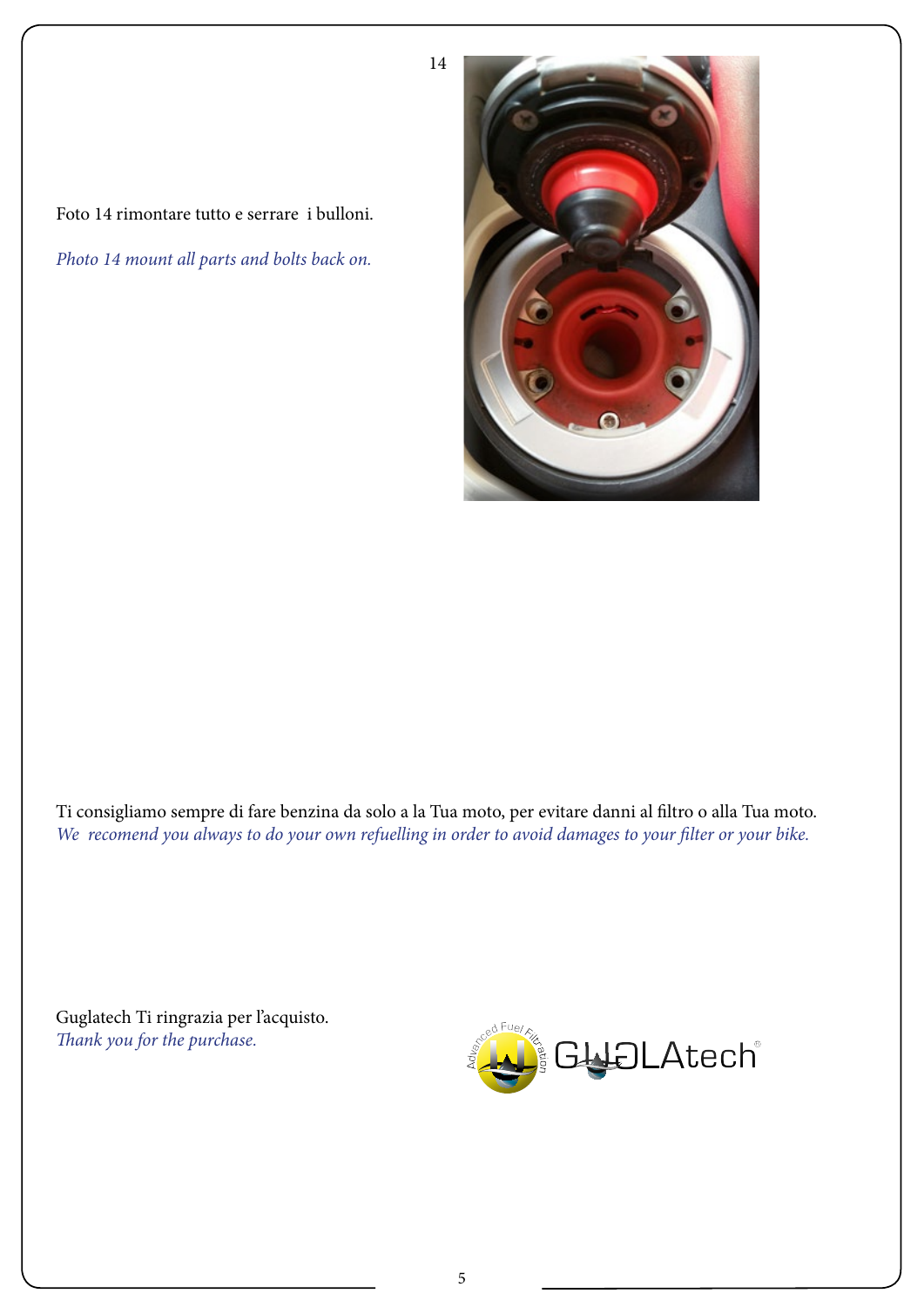Foto 14 rimontare tutto e serrare i bulloni.

*Photo 14 mount all parts and bolts back on.*

Ti consigliamo sempre di fare benzina da solo a la Tua moto, per evitare danni al filtro o alla Tua moto.
*We recomend you always to do your own refuelling in order to avoid damages to your filter or your bike.*

Guglatech Ti ringrazia per l'acquisto.
*Thank you for the purchase.*